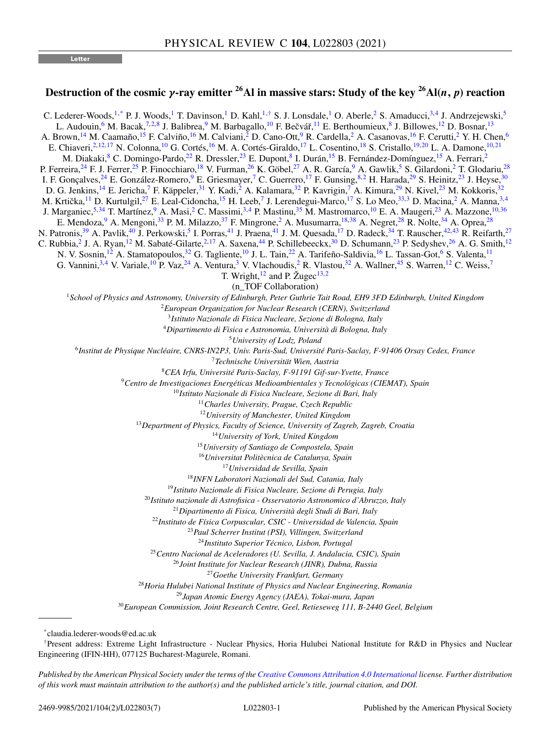Letter

# Destruction of the cosmic $\gamma$-ray emitter $^{26}$Al in massive stars: Study of the key $^{26}$Al$(n, p)$ reaction

C. Lederer-Woods,[1,*] P. J. Woods,[1] T. Davinson,[1] D. Kahl,[1,†] S. J. Lonsdale,[1] O. Aberle,[2] S. Amaducci,[3,4] J. Andrzejewski,[5] L. Audouin,[6] M. Bacak,[7,2,8] J. Balibrea,[9] M. Barbagallo,[10] F. Bečvář,[11] E. Berthoumieux,[8] J. Billowes,[12] D. Bosnar,[13] A. Brown,[14] M. Caamaño,[15] F. Calviño,[16] M. Calviani,[2] D. Cano-Ott,[9] R. Cardella,[2] A. Casanovas,[16] F. Cerutti,[2] Y. H. Chen,[6] E. Chiaveri,[2,12,17] N. Colonna,[10] G. Cortés,[16] M. A. Cortés-Giraldo,[17] L. Cosentino,[18] S. Cristallo,[19,20] L. A. Damone,[10,21] M. Diakaki,[8] C. Domingo-Pardo,[22] R. Dressler,[23] E. Dupont,[8] I. Durán,[15] B. Fernández-Domínguez,[15] A. Ferrari,[2] P. Ferreira,[24] F. J. Ferrer,[25] P. Finocchiaro,[18] V. Furman,[26] K. Göbel,[27] A. R. García,[9] A. Gawlik,[5] S. Gilardoni,[2] T. Glodariu,[28] I. F. Gonçalves,[24] E. González-Romero,[9] E. Griesmayer,[7] C. Guerrero,[17] F. Gunsing,[8,2] H. Harada,[29] S. Heinitz,[23] J. Heyse,[30] D. G. Jenkins,[14] E. Jericha,[7] F. Käppeler,[31] Y. Kadi,[2] A. Kalamara,[32] P. Kavrigin,[7] A. Kimura,[29] N. Kivel,[23] M. Kokkoris,[32] M. Krtička,[11] D. Kurtulgil,[27] E. Leal-Cidoncha,[15] H. Leeb,[7] J. Lerendegui-Marco,[17] S. Lo Meo,[33,3] D. Macina,[2] A. Manna,[3,4] J. Marganiec,[5,34] T. Martínez,[9] A. Masi,[2] C. Massimi,[3,4] P. Mastinu,[35] M. Mastromarco,[10] E. A. Maugeri,[23] A. Mazzone,[10,36] E. Mendoza,[9] A. Mengoni,[33] P. M. Milazzo,[37] F. Mingrone,[2] A. Musumarra,[18,38] A. Negret,[28] R. Nolte,[34] A. Oprea,[28] N. Patronis,[39] A. Pavlik,[40] J. Perkowski,[5] I. Porras,[41] J. Praena,[41] J. M. Quesada,[17] D. Radeck,[34] T. Rauscher,[42,43] R. Reifarth,[27] C. Rubbia,[2] J. A. Ryan,[12] M. Sabaté-Gilarte,[2,17] A. Saxena,[44] P. Schillebeeckx,[30] D. Schumann,[23] P. Sedyshev,[26] A. G. Smith,[12] N. V. Sosnin,[12] A. Stamatopoulos,[32] G. Tagliente,[10] J. L. Tain,[22] A. Tarifeño-Saldivia,[16] L. Tassan-Got,[6] S. Valenta,[11] G. Vannini,[3,4] V. Variale,[10] P. Vaz,[24] A. Ventura,[3] V. Vlachoudis,[2] R. Vlastou,[32] A. Wallner,[45] S. Warren,[12] C. Weiss,[7] T. Wright,[12] and P. Žugec[13,2]

(n_TOF Collaboration)

[1]*School of Physics and Astronomy, University of Edinburgh, Peter Guthrie Tait Road, EH9 3FD Edinburgh, United Kingdom*
[2]*European Organization for Nuclear Research (CERN), Switzerland*
[3]*Istituto Nazionale di Fisica Nucleare, Sezione di Bologna, Italy*
[4]*Dipartimento di Fisica e Astronomia, Università di Bologna, Italy*
[5]*University of Lodz, Poland*
[6]*Institut de Physique Nucléaire, CNRS-IN2P3, Univ. Paris-Sud, Université Paris-Saclay, F-91406 Orsay Cedex, France*
[7]*Technische Universität Wien, Austria*
[8]*CEA Irfu, Université Paris-Saclay, F-91191 Gif-sur-Yvette, France*
[9]*Centro de Investigaciones Energéticas Medioambientales y Tecnológicas (CIEMAT), Spain*
[10]*Istituto Nazionale di Fisica Nucleare, Sezione di Bari, Italy*
[11]*Charles University, Prague, Czech Republic*
[12]*University of Manchester, United Kingdom*
[13]*Department of Physics, Faculty of Science, University of Zagreb, Zagreb, Croatia*
[14]*University of York, United Kingdom*
[15]*University of Santiago de Compostela, Spain*
[16]*Universitat Politècnica de Catalunya, Spain*
[17]*Universidad de Sevilla, Spain*
[18]*INFN Laboratori Nazionali del Sud, Catania, Italy*
[19]*Istituto Nazionale di Fisica Nucleare, Sezione di Perugia, Italy*
[20]*Istituto nazionale di Astrofisica - Osservatorio Astronomico d'Abruzzo, Italy*
[21]*Dipartimento di Fisica, Università degli Studi di Bari, Italy*
[22]*Instituto de Física Corpuscular, CSIC - Universidad de Valencia, Spain*
[23]*Paul Scherrer Institut (PSI), Villingen, Switzerland*
[24]*Instituto Superior Técnico, Lisbon, Portugal*
[25]*Centro Nacional de Aceleradores (U. Sevilla, J. Andalucia, CSIC), Spain*
[26]*Joint Institute for Nuclear Research (JINR), Dubna, Russia*
[27]*Goethe University Frankfurt, Germany*
[28]*Horia Hulubei National Institute of Physics and Nuclear Engineering, Romania*
[29]*Japan Atomic Energy Agency (JAEA), Tokai-mura, Japan*
[30]*European Commission, Joint Research Centre, Geel, Retieseweg 111, B-2440 Geel, Belgium*

*claudia.lederer-woods@ed.ac.uk

†Present address: Extreme Light Infrastructure - Nuclear Physics, Horia Hulubei National Institute for R&D in Physics and Nuclear Engineering (IFIN-HH), 077125 Bucharest-Magurele, Romani.

*Published by the American Physical Society under the terms of the Creative Commons Attribution 4.0 International license. Further distribution of this work must maintain attribution to the author(s) and the published article's title, journal citation, and DOI.*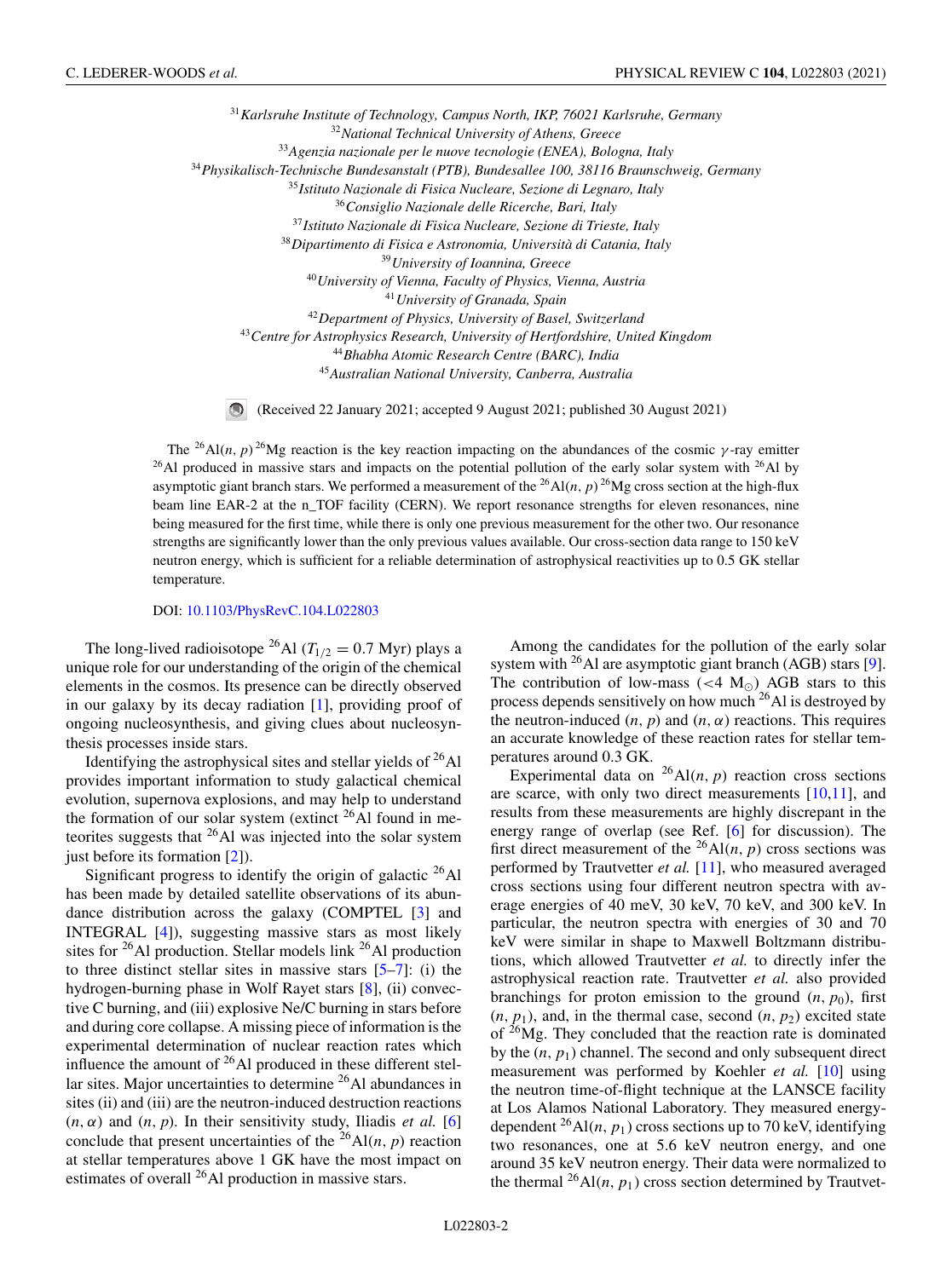[31] *Karlsruhe Institute of Technology, Campus North, IKP, 76021 Karlsruhe, Germany*
[32] *National Technical University of Athens, Greece*
[33] *Agenzia nazionale per le nuove tecnologie (ENEA), Bologna, Italy*
[34] *Physikalisch-Technische Bundesanstalt (PTB), Bundesallee 100, 38116 Braunschweig, Germany*
[35] *Istituto Nazionale di Fisica Nucleare, Sezione di Legnaro, Italy*
[36] *Consiglio Nazionale delle Ricerche, Bari, Italy*
[37] *Istituto Nazionale di Fisica Nucleare, Sezione di Trieste, Italy*
[38] *Dipartimento di Fisica e Astronomia, Università di Catania, Italy*
[39] *University of Ioannina, Greece*
[40] *University of Vienna, Faculty of Physics, Vienna, Austria*
[41] *University of Granada, Spain*
[42] *Department of Physics, University of Basel, Switzerland*
[43] *Centre for Astrophysics Research, University of Hertfordshire, United Kingdom*
[44] *Bhabha Atomic Research Centre (BARC), India*
[45] *Australian National University, Canberra, Australia*

(Received 22 January 2021; accepted 9 August 2021; published 30 August 2021)

The $^{26}$Al$(n, p)^{26}$Mg reaction is the key reaction impacting on the abundances of the cosmic $\gamma$-ray emitter $^{26}$Al produced in massive stars and impacts on the potential pollution of the early solar system with $^{26}$Al by asymptotic giant branch stars. We performed a measurement of the $^{26}$Al$(n, p)^{26}$Mg cross section at the high-flux beam line EAR-2 at the n_TOF facility (CERN). We report resonance strengths for eleven resonances, nine being measured for the first time, while there is only one previous measurement for the other two. Our resonance strengths are significantly lower than the only previous values available. Our cross-section data range to 150 keV neutron energy, which is sufficient for a reliable determination of astrophysical reactivities up to 0.5 GK stellar temperature.

DOI: 10.1103/PhysRevC.104.L022803

The long-lived radioisotope $^{26}$Al ($T_{1/2} = 0.7$ Myr) plays a unique role for our understanding of the origin of the chemical elements in the cosmos. Its presence can be directly observed in our galaxy by its decay radiation [1], providing proof of ongoing nucleosynthesis, and giving clues about nucleosynthesis processes inside stars.

Identifying the astrophysical sites and stellar yields of $^{26}$Al provides important information to study galactical chemical evolution, supernova explosions, and may help to understand the formation of our solar system (extinct $^{26}$Al found in meteorites suggests that $^{26}$Al was injected into the solar system just before its formation [2]).

Significant progress to identify the origin of galactic $^{26}$Al has been made by detailed satellite observations of its abundance distribution across the galaxy (COMPTEL [3] and INTEGRAL [4]), suggesting massive stars as most likely sites for $^{26}$Al production. Stellar models link $^{26}$Al production to three distinct stellar sites in massive stars [5–7]: (i) the hydrogen-burning phase in Wolf Rayet stars [8], (ii) convective C burning, and (iii) explosive Ne/C burning in stars before and during core collapse. A missing piece of information is the experimental determination of nuclear reaction rates which influence the amount of $^{26}$Al produced in these different stellar sites. Major uncertainties to determine $^{26}$Al abundances in sites (ii) and (iii) are the neutron-induced destruction reactions $(n, \alpha)$ and $(n, p)$. In their sensitivity study, Iliadis *et al.* [6] conclude that present uncertainties of the $^{26}$Al$(n, p)$ reaction at stellar temperatures above 1 GK have the most impact on estimates of overall $^{26}$Al production in massive stars.

Among the candidates for the pollution of the early solar system with $^{26}$Al are asymptotic giant branch (AGB) stars [9]. The contribution of low-mass ($<4$ M$_\odot$) AGB stars to this process depends sensitively on how much $^{26}$Al is destroyed by the neutron-induced $(n, p)$ and $(n, \alpha)$ reactions. This requires an accurate knowledge of these reaction rates for stellar temperatures around 0.3 GK.

Experimental data on $^{26}$Al$(n, p)$ reaction cross sections are scarce, with only two direct measurements [10,11], and results from these measurements are highly discrepant in the energy range of overlap (see Ref. [6] for discussion). The first direct measurement of the $^{26}$Al$(n, p)$ cross sections was performed by Trautvetter *et al.* [11], who measured averaged cross sections using four different neutron spectra with average energies of 40 meV, 30 keV, 70 keV, and 300 keV. In particular, the neutron spectra with energies of 30 and 70 keV were similar in shape to Maxwell Boltzmann distributions, which allowed Trautvetter *et al.* to directly infer the astrophysical reaction rate. Trautvetter *et al.* also provided branchings for proton emission to the ground $(n, p_0)$, first $(n, p_1)$, and, in the thermal case, second $(n, p_2)$ excited state of $^{26}$Mg. They concluded that the reaction rate is dominated by the $(n, p_1)$ channel. The second and only subsequent direct measurement was performed by Koehler *et al.* [10] using the neutron time-of-flight technique at the LANSCE facility at Los Alamos National Laboratory. They measured energy-dependent $^{26}$Al$(n, p_1)$ cross sections up to 70 keV, identifying two resonances, one at 5.6 keV neutron energy, and one around 35 keV neutron energy. Their data were normalized to the thermal $^{26}$Al$(n, p_1)$ cross section determined by Trautvet-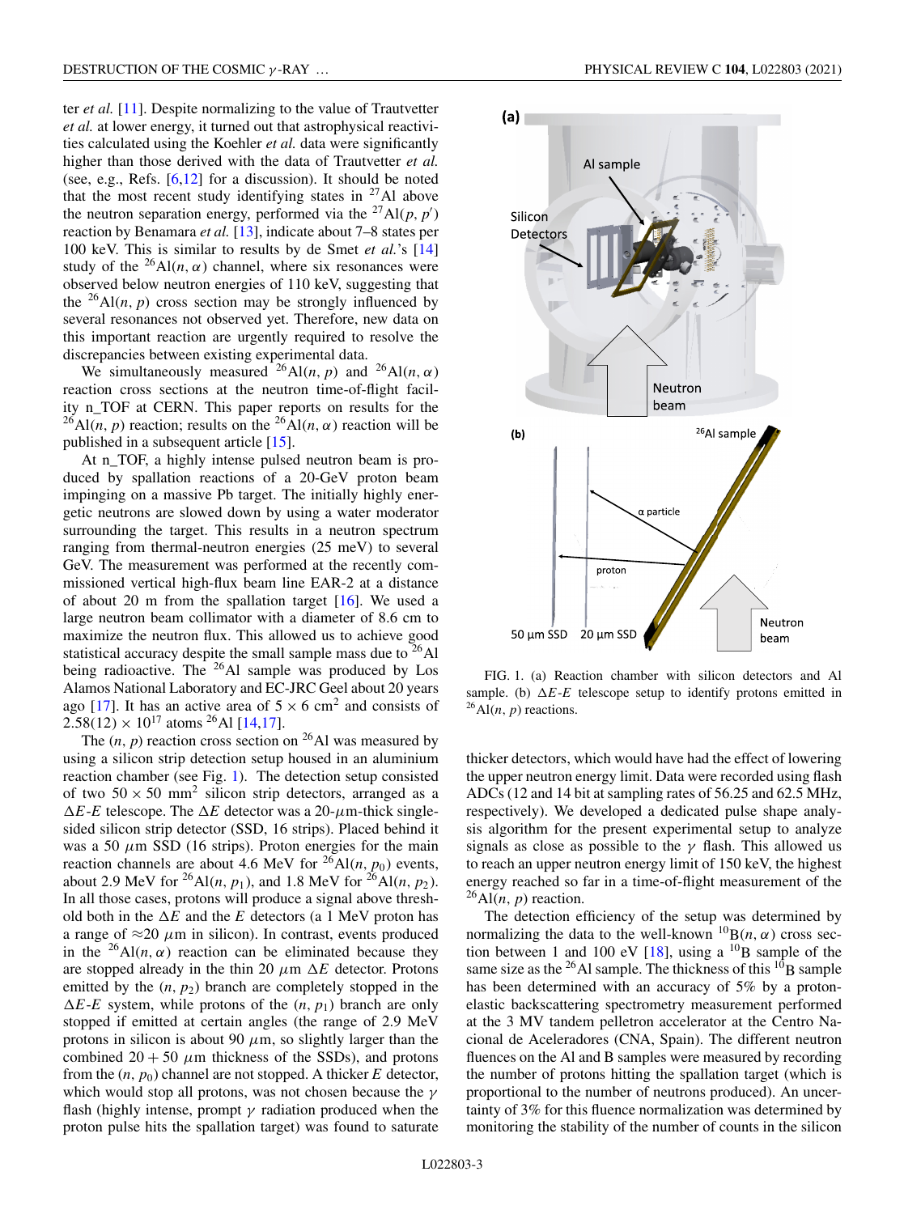ter *et al.* [11]. Despite normalizing to the value of Trautvetter *et al.* at lower energy, it turned out that astrophysical reactivities calculated using the Koehler *et al.* data were significantly higher than those derived with the data of Trautvetter *et al.* (see, e.g., Refs. [6,12] for a discussion). It should be noted that the most recent study identifying states in $^{27}$Al above the neutron separation energy, performed via the $^{27}$Al$(p, p')$ reaction by Benamara *et al.* [13], indicate about 7–8 states per 100 keV. This is similar to results by de Smet *et al.*'s [14] study of the $^{26}$Al$(n, \alpha)$ channel, where six resonances were observed below neutron energies of 110 keV, suggesting that the $^{26}$Al$(n, p)$ cross section may be strongly influenced by several resonances not observed yet. Therefore, new data on this important reaction are urgently required to resolve the discrepancies between existing experimental data.

We simultaneously measured $^{26}$Al$(n, p)$ and $^{26}$Al$(n, \alpha)$ reaction cross sections at the neutron time-of-flight facility n_TOF at CERN. This paper reports on results for the $^{26}$Al$(n, p)$ reaction; results on the $^{26}$Al$(n, \alpha)$ reaction will be published in a subsequent article [15].

At n_TOF, a highly intense pulsed neutron beam is produced by spallation reactions of a 20-GeV proton beam impinging on a massive Pb target. The initially highly energetic neutrons are slowed down by using a water moderator surrounding the target. This results in a neutron spectrum ranging from thermal-neutron energies (25 meV) to several GeV. The measurement was performed at the recently commissioned vertical high-flux beam line EAR-2 at a distance of about 20 m from the spallation target [16]. We used a large neutron beam collimator with a diameter of 8.6 cm to maximize the neutron flux. This allowed us to achieve good statistical accuracy despite the small sample mass due to $^{26}$Al being radioactive. The $^{26}$Al sample was produced by Los Alamos National Laboratory and EC-JRC Geel about 20 years ago [17]. It has an active area of $5 \times 6$ cm$^2$ and consists of $2.58(12) \times 10^{17}$ atoms $^{26}$Al [14,17].

The $(n, p)$ reaction cross section on $^{26}$Al was measured by using a silicon strip detection setup housed in an aluminium reaction chamber (see Fig. 1). The detection setup consisted of two $50 \times 50$ mm$^2$ silicon strip detectors, arranged as a $\Delta E$-$E$ telescope. The $\Delta E$ detector was a 20-$\mu$m-thick single-sided silicon strip detector (SSD, 16 strips). Placed behind it was a 50 $\mu$m SSD (16 strips). Proton energies for the main reaction channels are about 4.6 MeV for $^{26}$Al$(n, p_0)$ events, about 2.9 MeV for $^{26}$Al$(n, p_1)$, and 1.8 MeV for $^{26}$Al$(n, p_2)$. In all those cases, protons will produce a signal above threshold both in the $\Delta E$ and the $E$ detectors (a 1 MeV proton has a range of $\approx$20 $\mu$m in silicon). In contrast, events produced in the $^{26}$Al$(n, \alpha)$ reaction can be eliminated because they are stopped already in the thin 20 $\mu$m $\Delta E$ detector. Protons emitted by the $(n, p_2)$ branch are completely stopped in the $\Delta E$-$E$ system, while protons of the $(n, p_1)$ branch are only stopped if emitted at certain angles (the range of 2.9 MeV protons in silicon is about 90 $\mu$m, so slightly larger than the combined $20 + 50$ $\mu$m thickness of the SSDs), and protons from the $(n, p_0)$ channel are not stopped. A thicker $E$ detector, which would stop all protons, was not chosen because the $\gamma$ flash (highly intense, prompt $\gamma$ radiation produced when the proton pulse hits the spallation target) was found to saturate thicker detectors, which would have had the effect of lowering the upper neutron energy limit. Data were recorded using flash ADCs (12 and 14 bit at sampling rates of 56.25 and 62.5 MHz, respectively). We developed a dedicated pulse shape analysis algorithm for the present experimental setup to analyze signals as close as possible to the $\gamma$ flash. This allowed us to reach an upper neutron energy limit of 150 keV, the highest energy reached so far in a time-of-flight measurement of the $^{26}$Al$(n, p)$ reaction.

FIG. 1. (a) Reaction chamber with silicon detectors and Al sample. (b) $\Delta E$-$E$ telescope setup to identify protons emitted in $^{26}$Al$(n, p)$ reactions.

The detection efficiency of the setup was determined by normalizing the data to the well-known $^{10}$B$(n, \alpha)$ cross section between 1 and 100 eV [18], using a $^{10}$B sample of the same size as the $^{26}$Al sample. The thickness of this $^{10}$B sample has been determined with an accuracy of 5% by a proton-elastic backscattering spectrometry measurement performed at the 3 MV tandem pelletron accelerator at the Centro Nacional de Aceleradores (CNA, Spain). The different neutron fluences on the Al and B samples were measured by recording the number of protons hitting the spallation target (which is proportional to the number of neutrons produced). An uncertainty of 3% for this fluence normalization was determined by monitoring the stability of the number of counts in the silicon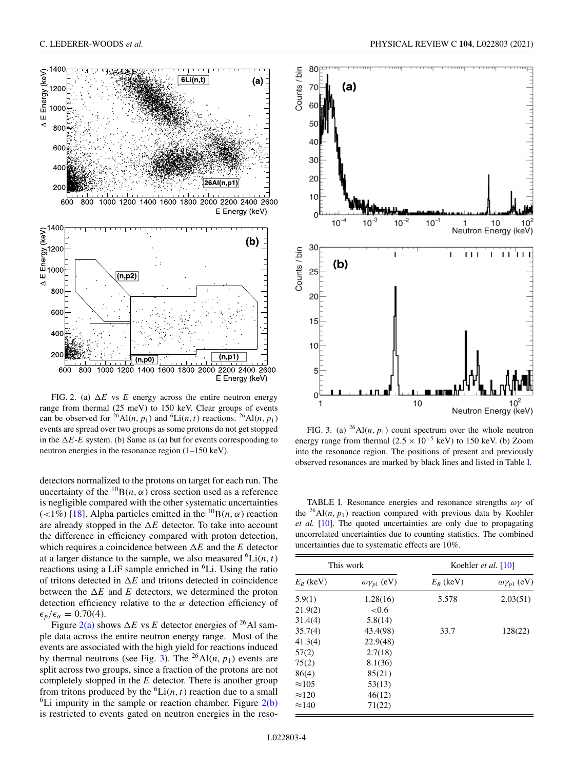FIG. 2. (a) $\Delta E$ vs $E$ energy across the entire neutron energy range from thermal (25 meV) to 150 keV. Clear groups of events can be observed for $^{26}$Al($n$, $p_1$) and $^{6}$Li($n$, $t$) reactions. $^{26}$Al($n$, $p_1$) events are spread over two groups as some protons do not get stopped in the $\Delta E$-$E$ system. (b) Same as (a) but for events corresponding to neutron energies in the resonance region (1–150 keV).

FIG. 3. (a) $^{26}$Al($n$, $p_1$) count spectrum over the whole neutron energy range from thermal ($2.5 \times 10^{-5}$ keV) to 150 keV. (b) Zoom into the resonance region. The positions of present and previously observed resonances are marked by black lines and listed in Table I.

detectors normalized to the protons on target for each run. The uncertainty of the $^{10}$B($n$, $\alpha$) cross section used as a reference is negligible compared with the other systematic uncertainties (<1%) [18]. Alpha particles emitted in the $^{10}$B($n$, $\alpha$) reaction are already stopped in the $\Delta E$ detector. To take into account the difference in efficiency compared with proton detection, which requires a coincidence between $\Delta E$ and the $E$ detector at a larger distance to the sample, we also measured $^{6}$Li($n$, $t$) reactions using a LiF sample enriched in $^{6}$Li. Using the ratio of tritons detected in $\Delta E$ and tritons detected in coincidence between the $\Delta E$ and $E$ detectors, we determined the proton detection efficiency relative to the $\alpha$ detection efficiency of $\epsilon_p/\epsilon_\alpha = 0.70(4)$.

Figure 2(a) shows $\Delta E$ vs $E$ detector energies of $^{26}$Al sample data across the entire neutron energy range. Most of the events are associated with the high yield for reactions induced by thermal neutrons (see Fig. 3). The $^{26}$Al($n$, $p_1$) events are split across two groups, since a fraction of the protons are not completely stopped in the $E$ detector. There is another group from tritons produced by the $^{6}$Li($n$, $t$) reaction due to a small $^{6}$Li impurity in the sample or reaction chamber. Figure 2(b) is restricted to events gated on neutron energies in the reso-

TABLE I. Resonance energies and resonance strengths $\omega\gamma$ of the $^{26}$Al($n$, $p_1$) reaction compared with previous data by Koehler *et al.* [10]. The quoted uncertainties are only due to propagating uncorrelated uncertainties due to counting statistics. The combined uncertainties due to systematic effects are 10%.

| This work | | Koehler *et al.* [10] | |
|---|---|---|---|
| $E_R$ (keV) | $\omega\gamma_{p1}$ (eV) | $E_R$ (keV) | $\omega\gamma_{p1}$ (eV) |
| 5.9(1) | 1.28(16) | 5.578 | 2.03(51) |
| 21.9(2) | <0.6 | | |
| 31.4(4) | 5.8(14) | | |
| 35.7(4) | 43.4(98) | 33.7 | 128(22) |
| 41.3(4) | 22.9(48) | | |
| 57(2) | 2.7(18) | | |
| 75(2) | 8.1(36) | | |
| 86(4) | 85(21) | | |
| ≈105 | 53(13) | | |
| ≈120 | 46(12) | | |
| ≈140 | 71(22) | | |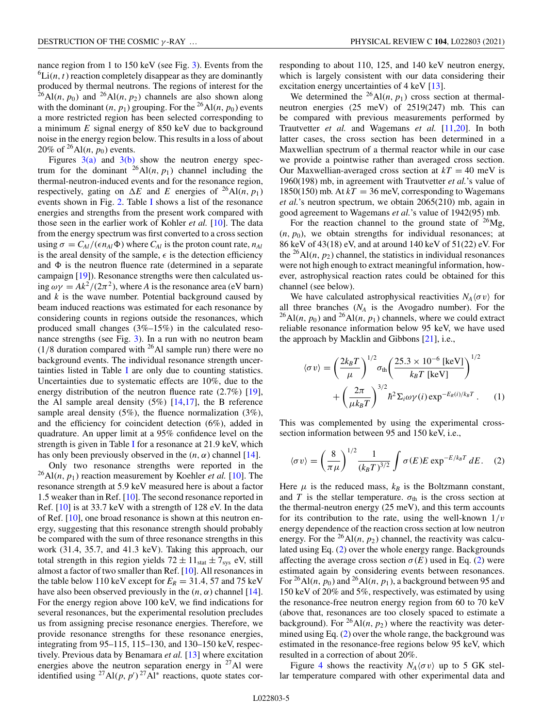nance region from 1 to 150 keV (see Fig. 3). Events from the $^{6}$Li$(n, t)$ reaction completely disappear as they are dominantly produced by thermal neutrons. The regions of interest for the $^{26}$Al$(n, p_0)$ and $^{26}$Al$(n, p_2)$ channels are also shown along with the dominant $(n, p_1)$ grouping. For the $^{26}$Al$(n, p_0)$ events a more restricted region has been selected corresponding to a minimum $E$ signal energy of 850 keV due to background noise in the energy region below. This results in a loss of about 20% of $^{26}$Al$(n, p_0)$ events.

Figures 3(a) and 3(b) show the neutron energy spectrum for the dominant $^{26}$Al$(n, p_1)$ channel including the thermal-neutron-induced events and for the resonance region, respectively, gating on $\Delta E$ and $E$ energies of $^{26}$Al$(n, p_1)$ events shown in Fig. 2. Table I shows a list of the resonance energies and strengths from the present work compared with those seen in the earlier work of Kohler *et al.* [10]. The data from the energy spectrum was first converted to a cross section using $\sigma = C_{Al}/(\epsilon n_{Al} \Phi)$ where $C_{Al}$ is the proton count rate, $n_{Al}$ is the areal density of the sample, $\epsilon$ is the detection efficiency and $\Phi$ is the neutron fluence rate (determined in a separate campaign [19]). Resonance strengths were then calculated using $\omega\gamma = Ak^2/(2\pi^2)$, where $A$ is the resonance area (eV barn) and $k$ is the wave number. Potential background caused by beam induced reactions was estimated for each resonance by considering counts in regions outside the resonances, which produced small changes (3%–15%) in the calculated resonance strengths (see Fig. 3). In a run with no neutron beam (1/8 duration compared with $^{26}$Al sample run) there were no background events. The individual resonance strength uncertainties listed in Table I are only due to counting statistics. Uncertainties due to systematic effects are 10%, due to the energy distribution of the neutron fluence rate (2.7%) [19], the Al sample areal density (5%) [14,17], the B reference sample areal density (5%), the fluence normalization (3%), and the efficiency for coincident detection (6%), added in quadrature. An upper limit at a 95% confidence level on the strength is given in Table I for a resonance at 21.9 keV, which has only been previously observed in the $(n, \alpha)$ channel [14].

Only two resonance strengths were reported in the $^{26}$Al$(n, p_1)$ reaction measurement by Koehler *et al.* [10]. The resonance strength at 5.9 keV measured here is about a factor 1.5 weaker than in Ref. [10]. The second resonance reported in Ref. [10] is at 33.7 keV with a strength of 128 eV. In the data of Ref. [10], one broad resonance is shown at this neutron energy, suggesting that this resonance strength should probably be compared with the sum of three resonance strengths in this work (31.4, 35.7, and 41.3 keV). Taking this approach, our total strength in this region yields $72 \pm 11_{\text{stat}} \pm 7_{\text{sys}}$ eV, still almost a factor of two smaller than Ref. [10]. All resonances in the table below 110 keV except for $E_R = 31.4$, 57 and 75 keV have also been observed previously in the $(n, \alpha)$ channel [14]. For the energy region above 100 keV, we find indications for several resonances, but the experimental resolution precludes us from assigning precise resonance energies. Therefore, we provide resonance strengths for these resonance energies, integrating from 95–115, 115–130, and 130–150 keV, respectively. Previous data by Benamara *et al.* [13] where excitation energies above the neutron separation energy in $^{27}$Al were identified using $^{27}$Al$(p, p')^{27}$Al$^*$ reactions, quote states corresponding to about 110, 125, and 140 keV neutron energy, which is largely consistent with our data considering their excitation energy uncertainties of 4 keV [13].

We determined the $^{26}$Al$(n, p_1)$ cross section at thermal-neutron energies (25 meV) of 2519(247) mb. This can be compared with previous measurements performed by Trautvetter *et al.* and Wagemans *et al.* [11,20]. In both latter cases, the cross section has been determined in a Maxwellian spectrum of a thermal reactor while in our case we provide a pointwise rather than averaged cross section. Our Maxwellian-averaged cross section at $kT = 40$ meV is 1960(198) mb, in agreement with Trautvetter *et al.*'s value of 1850(150) mb. At $kT = 36$ meV, corresponding to Wagemans *et al.*'s neutron spectrum, we obtain 2065(210) mb, again in good agreement to Wagemans *et al.*'s value of 1942(95) mb.

For the reaction channel to the ground state of $^{26}$Mg, $(n, p_0)$, we obtain strengths for individual resonances; at 86 keV of 43(18) eV, and at around 140 keV of 51(22) eV. For the $^{26}$Al$(n, p_2)$ channel, the statistics in individual resonances were not high enough to extract meaningful information, however, astrophysical reaction rates could be obtained for this channel (see below).

We have calculated astrophysical reactivities $N_A\langle\sigma v\rangle$ for all three branches ($N_A$ is the Avogadro number). For the $^{26}$Al$(n, p_0)$ and $^{26}$Al$(n, p_1)$ channels, where we could extract reliable resonance information below 95 keV, we have used the approach by Macklin and Gibbons [21], i.e.,

$$\langle\sigma v\rangle = \left(\frac{2k_BT}{\mu}\right)^{1/2} \sigma_{\text{th}} \left(\frac{25.3 \times 10^{-6}\ [\text{keV}]}{k_BT\ [\text{keV}]}\right)^{1/2} + \left(\frac{2\pi}{\mu k_BT}\right)^{3/2} \hbar^2 \Sigma_i \omega\gamma(i) \exp^{-E_R(i)/k_BT}. \quad (1)$$

This was complemented by using the experimental cross-section information between 95 and 150 keV, i.e.,

$$\langle\sigma v\rangle = \left(\frac{8}{\pi\mu}\right)^{1/2} \frac{1}{(k_BT)^{3/2}} \int \sigma(E) E \exp^{-E/k_BT}\, dE. \quad (2)$$

Here $\mu$ is the reduced mass, $k_B$ is the Boltzmann constant, and $T$ is the stellar temperature. $\sigma_{\text{th}}$ is the cross section at the thermal-neutron energy (25 meV), and this term accounts for its contribution to the rate, using the well-known $1/v$ energy dependence of the reaction cross section at low neutron energy. For the $^{26}$Al$(n, p_2)$ channel, the reactivity was calculated using Eq. (2) over the whole energy range. Backgrounds affecting the average cross section $\sigma(E)$ used in Eq. (2) were estimated again by considering events between resonances. For $^{26}$Al$(n, p_0)$ and $^{26}$Al$(n, p_1)$, a background between 95 and 150 keV of 20% and 5%, respectively, was estimated by using the resonance-free neutron energy region from 60 to 70 keV (above that, resonances are too closely spaced to estimate a background). For $^{26}$Al$(n, p_2)$ where the reactivity was determined using Eq. (2) over the whole range, the background was estimated in the resonance-free regions below 95 keV, which resulted in a correction of about 20%.

Figure 4 shows the reactivity $N_A\langle\sigma v\rangle$ up to 5 GK stellar temperature compared with other experimental data and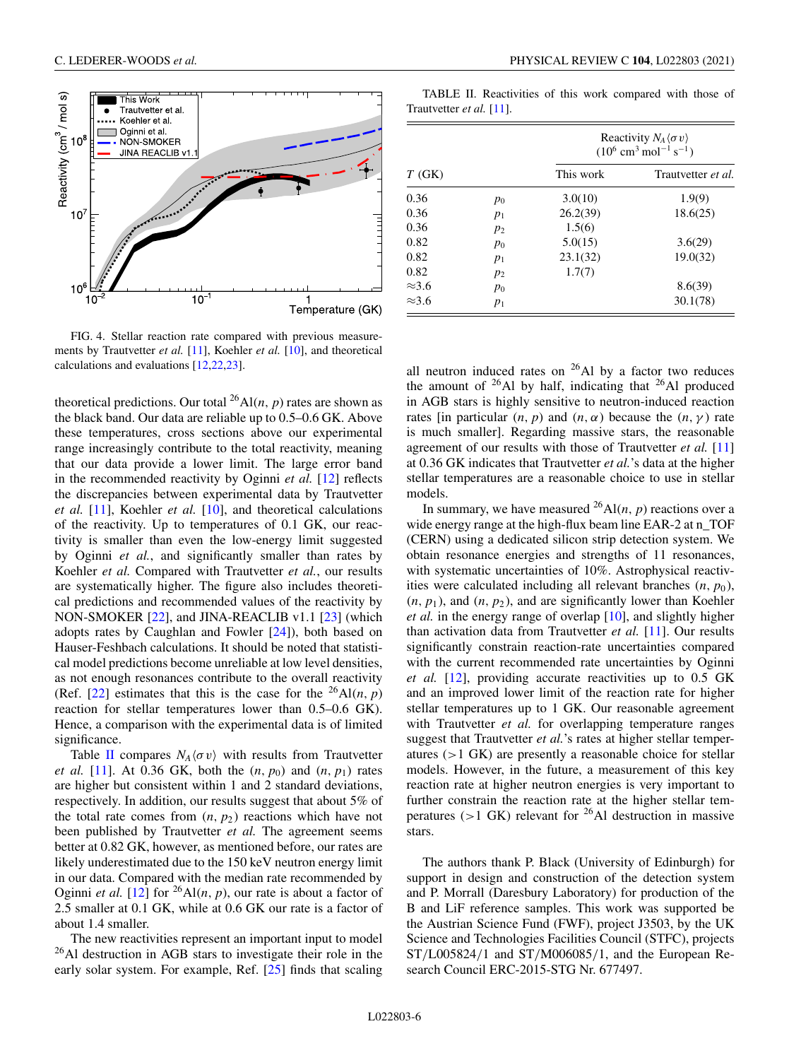FIG. 4. Stellar reaction rate compared with previous measurements by Trautvetter *et al.* [11], Koehler *et al.* [10], and theoretical calculations and evaluations [12,22,23].

theoretical predictions. Our total $^{26}$Al$(n, p)$ rates are shown as the black band. Our data are reliable up to 0.5–0.6 GK. Above these temperatures, cross sections above our experimental range increasingly contribute to the total reactivity, meaning that our data provide a lower limit. The large error band in the recommended reactivity by Oginni *et al.* [12] reflects the discrepancies between experimental data by Trautvetter *et al.* [11], Koehler *et al.* [10], and theoretical calculations of the reactivity. Up to temperatures of 0.1 GK, our reactivity is smaller than even the low-energy limit suggested by Oginni *et al.*, and significantly smaller than rates by Koehler *et al.* Compared with Trautvetter *et al.*, our results are systematically higher. The figure also includes theoretical predictions and recommended values of the reactivity by NON-SMOKER [22], and JINA-REACLIB v1.1 [23] (which adopts rates by Caughlan and Fowler [24]), both based on Hauser-Feshbach calculations. It should be noted that statistical model predictions become unreliable at low level densities, as not enough resonances contribute to the overall reactivity (Ref. [22] estimates that this is the case for the $^{26}$Al$(n, p)$ reaction for stellar temperatures lower than 0.5–0.6 GK). Hence, a comparison with the experimental data is of limited significance.

Table II compares $N_A\langle\sigma v\rangle$ with results from Trautvetter *et al.* [11]. At 0.36 GK, both the $(n, p_0)$ and $(n, p_1)$ rates are higher but consistent within 1 and 2 standard deviations, respectively. In addition, our results suggest that about 5% of the total rate comes from $(n, p_2)$ reactions which have not been published by Trautvetter *et al.* The agreement seems better at 0.82 GK, however, as mentioned before, our rates are likely underestimated due to the 150 keV neutron energy limit in our data. Compared with the median rate recommended by Oginni *et al.* [12] for $^{26}$Al$(n, p)$, our rate is about a factor of 2.5 smaller at 0.1 GK, while at 0.6 GK our rate is a factor of about 1.4 smaller.

The new reactivities represent an important input to model $^{26}$Al destruction in AGB stars to investigate their role in the early solar system. For example, Ref. [25] finds that scaling all neutron induced rates on $^{26}$Al by a factor two reduces the amount of $^{26}$Al by half, indicating that $^{26}$Al produced in AGB stars is highly sensitive to neutron-induced reaction rates [in particular $(n, p)$ and $(n, \alpha)$ because the $(n, \gamma)$ rate is much smaller]. Regarding massive stars, the reasonable agreement of our results with those of Trautvetter *et al.* [11] at 0.36 GK indicates that Trautvetter *et al.*'s data at the higher stellar temperatures are a reasonable choice to use in stellar models.

TABLE II. Reactivities of this work compared with those of Trautvetter *et al.* [11].

| $T$ (GK) | | Reactivity $N_A\langle\sigma v\rangle$ ($10^6$ cm$^3$ mol$^{-1}$ s$^{-1}$) | |
|---|---|---|---|
| | | This work | Trautvetter *et al.* |
| 0.36 | $p_0$ | 3.0(10) | 1.9(9) |
| 0.36 | $p_1$ | 26.2(39) | 18.6(25) |
| 0.36 | $p_2$ | 1.5(6) | |
| 0.82 | $p_0$ | 5.0(15) | 3.6(29) |
| 0.82 | $p_1$ | 23.1(32) | 19.0(32) |
| 0.82 | $p_2$ | 1.7(7) | |
| ≈3.6 | $p_0$ | | 8.6(39) |
| ≈3.6 | $p_1$ | | 30.1(78) |

In summary, we have measured $^{26}$Al$(n, p)$ reactions over a wide energy range at the high-flux beam line EAR-2 at n_TOF (CERN) using a dedicated silicon strip detection system. We obtain resonance energies and strengths of 11 resonances, with systematic uncertainties of 10%. Astrophysical reactivities were calculated including all relevant branches $(n, p_0)$, $(n, p_1)$, and $(n, p_2)$, and are significantly lower than Koehler *et al.* in the energy range of overlap [10], and slightly higher than activation data from Trautvetter *et al.* [11]. Our results significantly constrain reaction-rate uncertainties compared with the current recommended rate uncertainties by Oginni *et al.* [12], providing accurate reactivities up to 0.5 GK and an improved lower limit of the reaction rate for higher stellar temperatures up to 1 GK. Our reasonable agreement with Trautvetter *et al.* for overlapping temperature ranges suggest that Trautvetter *et al.*'s rates at higher stellar temperatures (>1 GK) are presently a reasonable choice for stellar models. However, in the future, a measurement of this key reaction rate at higher neutron energies is very important to further constrain the reaction rate at the higher stellar temperatures (>1 GK) relevant for $^{26}$Al destruction in massive stars.

The authors thank P. Black (University of Edinburgh) for support in design and construction of the detection system and P. Morrall (Daresbury Laboratory) for production of the B and LiF reference samples. This work was supported be the Austrian Science Fund (FWF), project J3503, by the UK Science and Technologies Facilities Council (STFC), projects ST/L005824/1 and ST/M006085/1, and the European Research Council ERC-2015-STG Nr. 677497.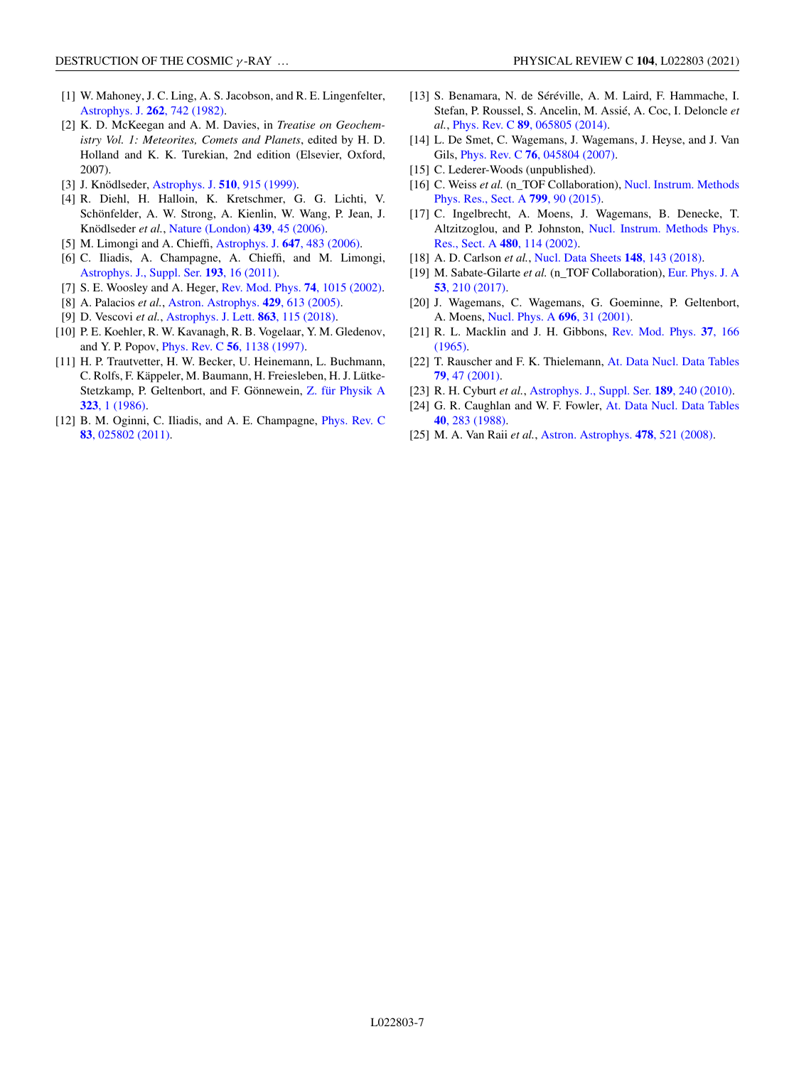[1] W. Mahoney, J. C. Ling, A. S. Jacobson, and R. E. Lingenfelter, Astrophys. J. **262**, 742 (1982).

[2] K. D. McKeegan and A. M. Davies, in *Treatise on Geochemistry Vol. 1: Meteorites, Comets and Planets*, edited by H. D. Holland and K. K. Turekian, 2nd edition (Elsevier, Oxford, 2007).

[3] J. Knödlseder, Astrophys. J. **510**, 915 (1999).

[4] R. Diehl, H. Halloin, K. Kretschmer, G. G. Lichti, V. Schönfelder, A. W. Strong, A. Kienlin, W. Wang, P. Jean, J. Knödlseder *et al.*, Nature (London) **439**, 45 (2006).

[5] M. Limongi and A. Chieffi, Astrophys. J. **647**, 483 (2006).

[6] C. Iliadis, A. Champagne, A. Chieffi, and M. Limongi, Astrophys. J., Suppl. Ser. **193**, 16 (2011).

[7] S. E. Woosley and A. Heger, Rev. Mod. Phys. **74**, 1015 (2002).

[8] A. Palacios *et al.*, Astron. Astrophys. **429**, 613 (2005).

[9] D. Vescovi *et al.*, Astrophys. J. Lett. **863**, 115 (2018).

[10] P. E. Koehler, R. W. Kavanagh, R. B. Vogelaar, Y. M. Gledenov, and Y. P. Popov, Phys. Rev. C **56**, 1138 (1997).

[11] H. P. Trautvetter, H. W. Becker, U. Heinemann, L. Buchmann, C. Rolfs, F. Käppeler, M. Baumann, H. Freiesleben, H. J. Lütke-Stetzkamp, P. Geltenbort, and F. Gönnewein, Z. für Physik A **323**, 1 (1986).

[12] B. M. Oginni, C. Iliadis, and A. E. Champagne, Phys. Rev. C **83**, 025802 (2011).

[13] S. Benamara, N. de Séréville, A. M. Laird, F. Hammache, I. Stefan, P. Roussel, S. Ancelin, M. Assié, A. Coc, I. Deloncle *et al.*, Phys. Rev. C **89**, 065805 (2014).

[14] L. De Smet, C. Wagemans, J. Wagemans, J. Heyse, and J. Van Gils, Phys. Rev. C **76**, 045804 (2007).

[15] C. Lederer-Woods (unpublished).

[16] C. Weiss *et al.* (n_TOF Collaboration), Nucl. Instrum. Methods Phys. Res., Sect. A **799**, 90 (2015).

[17] C. Ingelbrecht, A. Moens, J. Wagemans, B. Denecke, T. Altzitzoglou, and P. Johnston, Nucl. Instrum. Methods Phys. Res., Sect. A **480**, 114 (2002).

[18] A. D. Carlson *et al.*, Nucl. Data Sheets **148**, 143 (2018).

[19] M. Sabate-Gilarte *et al.* (n_TOF Collaboration), Eur. Phys. J. A **53**, 210 (2017).

[20] J. Wagemans, C. Wagemans, G. Goeminne, P. Geltenbort, A. Moens, Nucl. Phys. A **696**, 31 (2001).

[21] R. L. Macklin and J. H. Gibbons, Rev. Mod. Phys. **37**, 166 (1965).

[22] T. Rauscher and F. K. Thielemann, At. Data Nucl. Data Tables **79**, 47 (2001).

[23] R. H. Cyburt *et al.*, Astrophys. J., Suppl. Ser. **189**, 240 (2010).

[24] G. R. Caughlan and W. F. Fowler, At. Data Nucl. Data Tables **40**, 283 (1988).

[25] M. A. Van Raii *et al.*, Astron. Astrophys. **478**, 521 (2008).